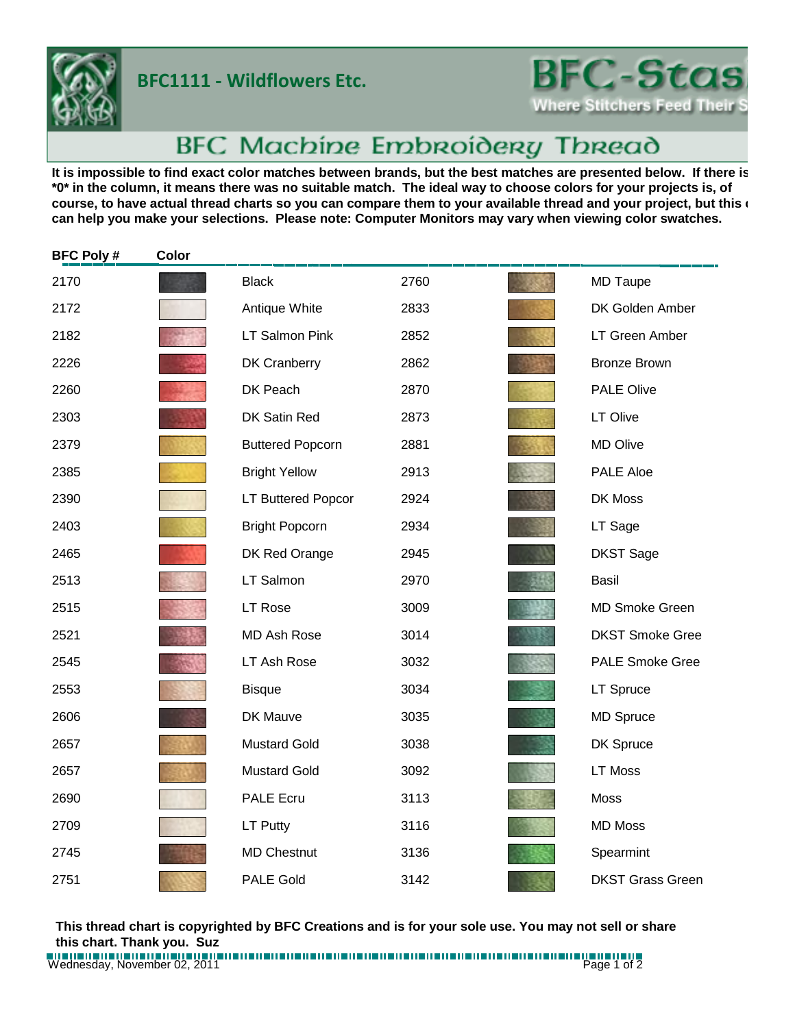# BFC1111 - Wildflowers Etc.

BFC-Stas

Where Stitchers Feed Their S

## BFC Machine Embroidery Thread

**It is impossible to find exact color matches between brands, but the best matches are presented below. If there is \*0\* in the column, it means there was no suitable match. The ideal way to choose colors for your projects is, of course, to have actual thread charts so you can compare them to your available thread and your project, but this can help you make your selections. Please note: Computer Monitors may vary when viewing color swatches.**

| BFC Poly # | Color | | | | |
|---|---|---|---|---|---|
| 2170 | | Black | 2760 | | MD Taupe |
| 2172 | | Antique White | 2833 | | DK Golden Amber |
| 2182 | | LT Salmon Pink | 2852 | | LT Green Amber |
| 2226 | | DK Cranberry | 2862 | | Bronze Brown |
| 2260 | | DK Peach | 2870 | | PALE Olive |
| 2303 | | DK Satin Red | 2873 | | LT Olive |
| 2379 | | Buttered Popcorn | 2881 | | MD Olive |
| 2385 | | Bright Yellow | 2913 | | PALE Aloe |
| 2390 | | LT Buttered Popcor | 2924 | | DK Moss |
| 2403 | | Bright Popcorn | 2934 | | LT Sage |
| 2465 | | DK Red Orange | 2945 | | DKST Sage |
| 2513 | | LT Salmon | 2970 | | Basil |
| 2515 | | LT Rose | 3009 | | MD Smoke Green |
| 2521 | | MD Ash Rose | 3014 | | DKST Smoke Gree |
| 2545 | | LT Ash Rose | 3032 | | PALE Smoke Gree |
| 2553 | | Bisque | 3034 | | LT Spruce |
| 2606 | | DK Mauve | 3035 | | MD Spruce |
| 2657 | | Mustard Gold | 3038 | | DK Spruce |
| 2657 | | Mustard Gold | 3092 | | LT Moss |
| 2690 | | PALE Ecru | 3113 | | Moss |
| 2709 | | LT Putty | 3116 | | MD Moss |
| 2745 | | MD Chestnut | 3136 | | Spearmint |
| 2751 | | PALE Gold | 3142 | | DKST Grass Green |

**This thread chart is copyrighted by BFC Creations and is for your sole use. You may not sell or share this chart. Thank you. Suz**

Wednesday, November 02, 2011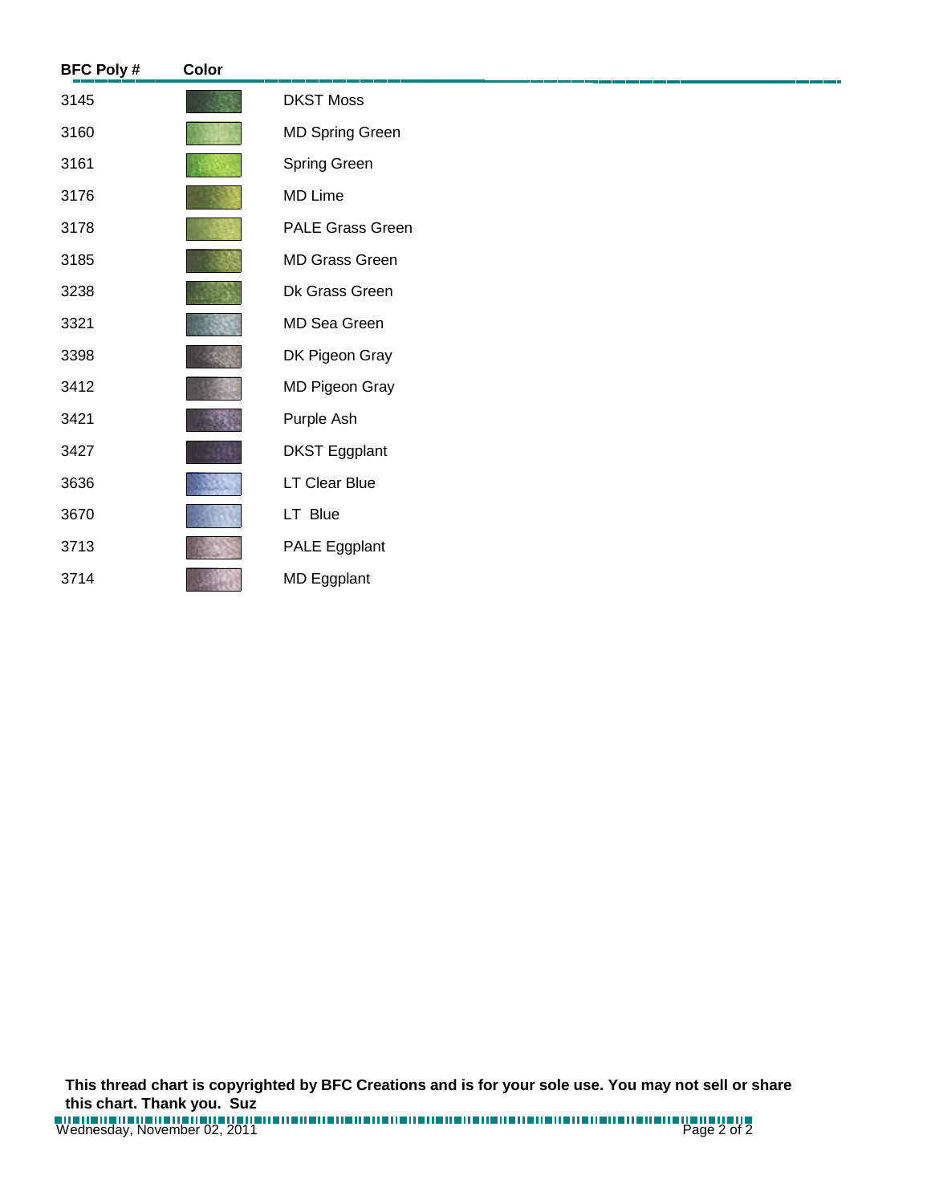| BFC Poly # | Color | |
|---|---|---|
| 3145 | | DKST Moss |
| 3160 | | MD Spring Green |
| 3161 | | Spring Green |
| 3176 | | MD Lime |
| 3178 | | PALE Grass Green |
| 3185 | | MD Grass Green |
| 3238 | | Dk Grass Green |
| 3321 | | MD Sea Green |
| 3398 | | DK Pigeon Gray |
| 3412 | | MD Pigeon Gray |
| 3421 | | Purple Ash |
| 3427 | | DKST Eggplant |
| 3636 | | LT Clear Blue |
| 3670 | | LT  Blue |
| 3713 | | PALE Eggplant |
| 3714 | | MD Eggplant |

**This thread chart is copyrighted by BFC Creations and is for your sole use. You may not sell or share this chart. Thank you.  Suz**

Wednesday, November 02, 2011